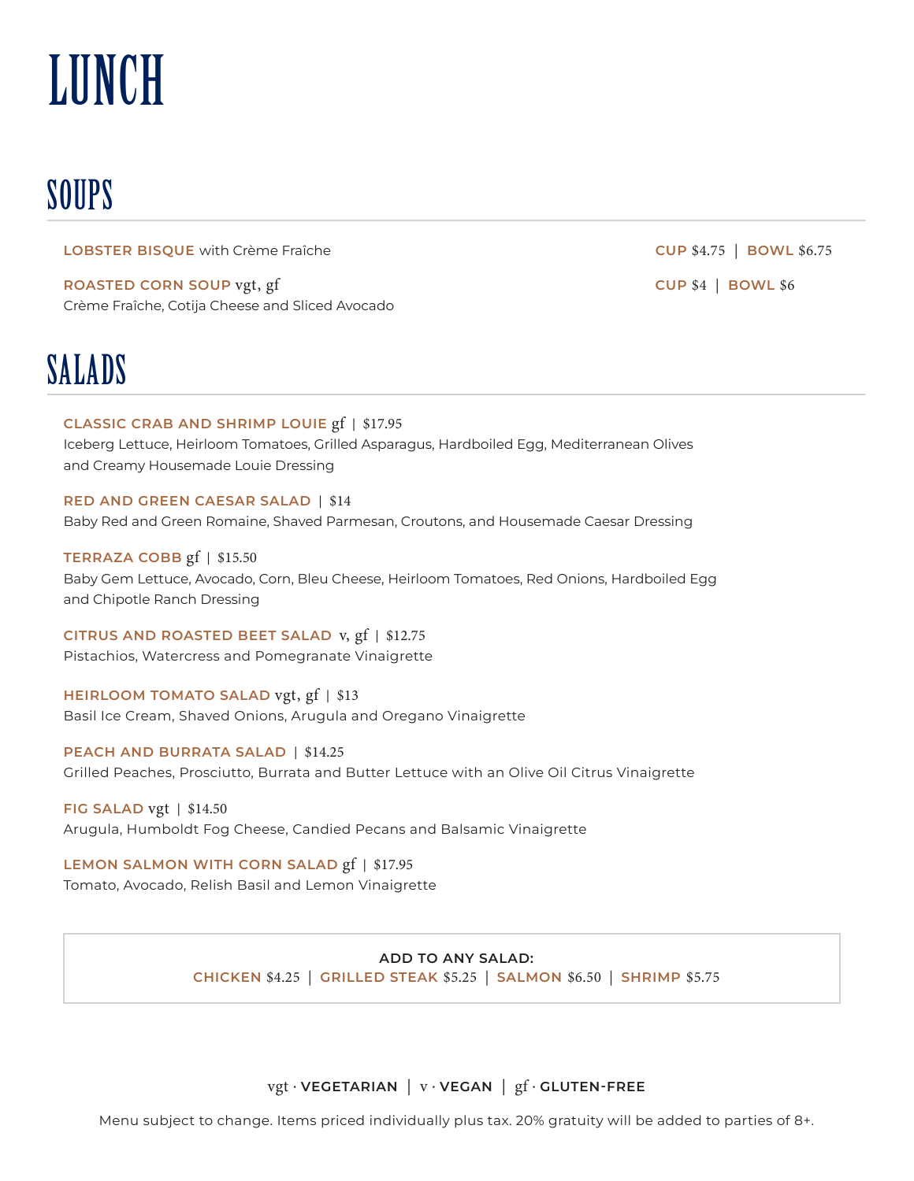# LUNCH

## SOUPS

**LOBSTER BISQUE** with Crème Fraîche — **CUP** $4.75 | **BOWL** $6.75

**ROASTED CORN SOUP** vgt, gf — **CUP** $4 | **BOWL** $6
Crème Fraîche, Cotija Cheese and Sliced Avocado

## SALADS

**CLASSIC CRAB AND SHRIMP LOUIE** gf | $17.95
Iceberg Lettuce, Heirloom Tomatoes, Grilled Asparagus, Hardboiled Egg, Mediterranean Olives and Creamy Housemade Louie Dressing

**RED AND GREEN CAESAR SALAD** | $14
Baby Red and Green Romaine, Shaved Parmesan, Croutons, and Housemade Caesar Dressing

**TERRAZA COBB** gf | $15.50
Baby Gem Lettuce, Avocado, Corn, Bleu Cheese, Heirloom Tomatoes, Red Onions, Hardboiled Egg and Chipotle Ranch Dressing

**CITRUS AND ROASTED BEET SALAD** v, gf | $12.75
Pistachios, Watercress and Pomegranate Vinaigrette

**HEIRLOOM TOMATO SALAD** vgt, gf | $13
Basil Ice Cream, Shaved Onions, Arugula and Oregano Vinaigrette

**PEACH AND BURRATA SALAD** | $14.25
Grilled Peaches, Prosciutto, Burrata and Butter Lettuce with an Olive Oil Citrus Vinaigrette

**FIG SALAD** vgt | $14.50
Arugula, Humboldt Fog Cheese, Candied Pecans and Balsamic Vinaigrette

**LEMON SALMON WITH CORN SALAD** gf | $17.95
Tomato, Avocado, Relish Basil and Lemon Vinaigrette

**ADD TO ANY SALAD:**
**CHICKEN** $4.25 | **GRILLED STEAK** $5.25 | **SALMON** $6.50 | **SHRIMP** $5.75

vgt · **VEGETARIAN** | v · **VEGAN** | gf · **GLUTEN-FREE**

Menu subject to change. Items priced individually plus tax. 20% gratuity will be added to parties of 8+.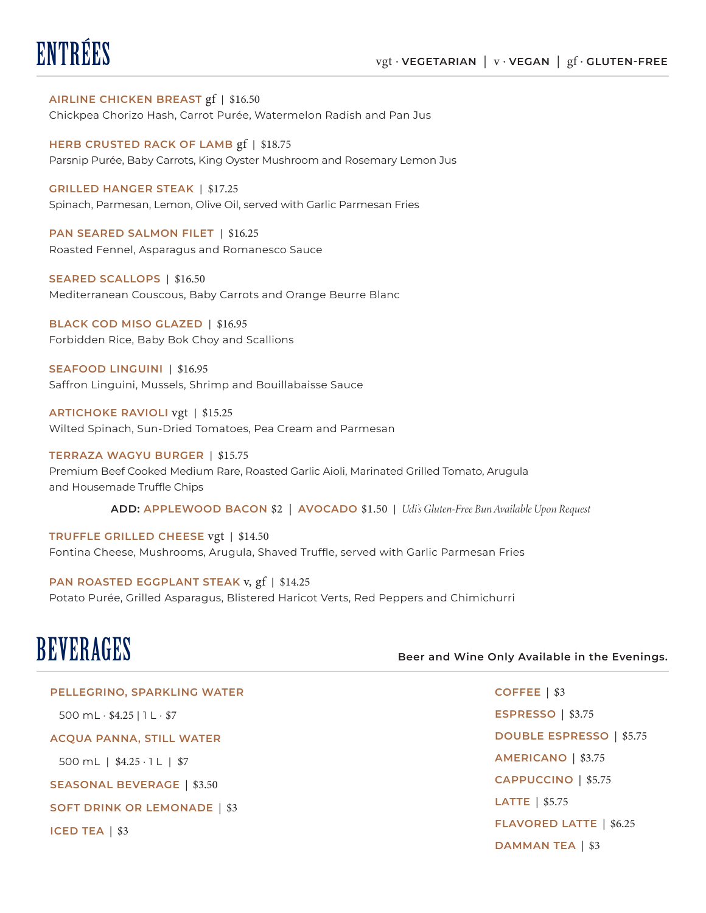# ENTRÉES

vgt · **VEGETARIAN** | v · **VEGAN** | gf · **GLUTEN-FREE**

**AIRLINE CHICKEN BREAST** gf | $16.50
Chickpea Chorizo Hash, Carrot Purée, Watermelon Radish and Pan Jus

**HERB CRUSTED RACK OF LAMB** gf | $18.75
Parsnip Purée, Baby Carrots, King Oyster Mushroom and Rosemary Lemon Jus

**GRILLED HANGER STEAK** | $17.25
Spinach, Parmesan, Lemon, Olive Oil, served with Garlic Parmesan Fries

**PAN SEARED SALMON FILET** | $16.25
Roasted Fennel, Asparagus and Romanesco Sauce

**SEARED SCALLOPS** | $16.50
Mediterranean Couscous, Baby Carrots and Orange Beurre Blanc

**BLACK COD MISO GLAZED** | $16.95
Forbidden Rice, Baby Bok Choy and Scallions

**SEAFOOD LINGUINI** | $16.95
Saffron Linguini, Mussels, Shrimp and Bouillabaisse Sauce

**ARTICHOKE RAVIOLI** vgt | $15.25
Wilted Spinach, Sun-Dried Tomatoes, Pea Cream and Parmesan

**TERRAZA WAGYU BURGER** | $15.75
Premium Beef Cooked Medium Rare, Roasted Garlic Aioli, Marinated Grilled Tomato, Arugula and Housemade Truffle Chips

**ADD: APPLEWOOD BACON** $2 | **AVOCADO** $1.50 | *Udi's Gluten-Free Bun Available Upon Request*

**TRUFFLE GRILLED CHEESE** vgt | $14.50
Fontina Cheese, Mushrooms, Arugula, Shaved Truffle, served with Garlic Parmesan Fries

**PAN ROASTED EGGPLANT STEAK** v, gf | $14.25
Potato Purée, Grilled Asparagus, Blistered Haricot Verts, Red Peppers and Chimichurri

# BEVERAGES

**Beer and Wine Only Available in the Evenings.**

**PELLEGRINO, SPARKLING WATER**
500 mL · $4.25 | 1 L · $7

**ACQUA PANNA, STILL WATER**
500 mL | $4.25 · 1 L | $7

**SEASONAL BEVERAGE** | $3.50

**SOFT DRINK OR LEMONADE** | $3

**ICED TEA** | $3

**COFFEE** | $3

**ESPRESSO** | $3.75

**DOUBLE ESPRESSO** | $5.75

**AMERICANO** | $3.75

**CAPPUCCINO** | $5.75

**LATTE** | $5.75

**FLAVORED LATTE** | $6.25

**DAMMAN TEA** | $3